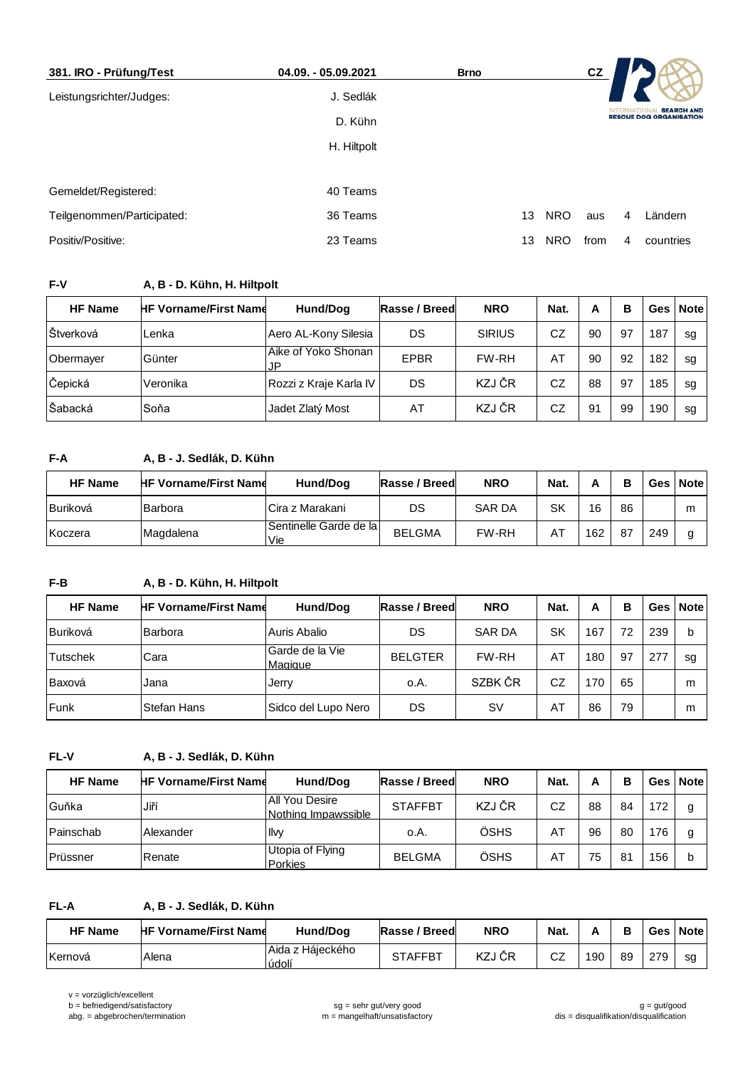**381. IRO - Prüfung/Test** | **04.09. - 05.09.2021** | **Brno** | **CZ**

| | |
|---|---|
| Leistungsrichter/Judges: | J. Sedlák |
| | D. Kühn |
| | H. Hiltpolt |

| | | | | | | |
|---|---|---|---|---|---|---|
| Gemeldet/Registered: | 40 Teams | | | | | |
| Teilgenommen/Participated: | 36 Teams | 13 | NRO | aus | 4 | Ländern |
| Positiv/Positive: | 23 Teams | 13 | NRO | from | 4 | countries |

**F-V** **A, B - D. Kühn, H. Hiltpolt**

| HF Name | HF Vorname/First Name | Hund/Dog | Rasse / Breed | NRO | Nat. | A | B | Ges | Note |
|---|---|---|---|---|---|---|---|---|---|
| Štverková | Lenka | Aero AL-Kony Silesia | DS | SIRIUS | CZ | 90 | 97 | 187 | sg |
| Obermayer | Günter | Aike of Yoko Shonan JP | EPBR | FW-RH | AT | 90 | 92 | 182 | sg |
| Čepická | Veronika | Rozzi z Kraje Karla IV | DS | KZJ ČR | CZ | 88 | 97 | 185 | sg |
| Šabacká | Soňa | Jadet Zlatý Most | AT | KZJ ČR | CZ | 91 | 99 | 190 | sg |

**F-A** **A, B - J. Sedlák, D. Kühn**

| HF Name | HF Vorname/First Name | Hund/Dog | Rasse / Breed | NRO | Nat. | A | B | Ges | Note |
|---|---|---|---|---|---|---|---|---|---|
| Buriková | Barbora | Cira z Marakani | DS | SAR DA | SK | 16 | 86 | | m |
| Koczera | Magdalena | Sentinelle Garde de la Vie | BELGMA | FW-RH | AT | 162 | 87 | 249 | g |

**F-B** **A, B - D. Kühn, H. Hiltpolt**

| HF Name | HF Vorname/First Name | Hund/Dog | Rasse / Breed | NRO | Nat. | A | B | Ges | Note |
|---|---|---|---|---|---|---|---|---|---|
| Buriková | Barbora | Auris Abalio | DS | SAR DA | SK | 167 | 72 | 239 | b |
| Tutschek | Cara | Garde de la Vie Magique | BELGTER | FW-RH | AT | 180 | 97 | 277 | sg |
| Baxová | Jana | Jerry | o.A. | SZBK ČR | CZ | 170 | 65 | | m |
| Funk | Stefan Hans | Sidco del Lupo Nero | DS | SV | AT | 86 | 79 | | m |

**FL-V** **A, B - J. Sedlák, D. Kühn**

| HF Name | HF Vorname/First Name | Hund/Dog | Rasse / Breed | NRO | Nat. | A | B | Ges | Note |
|---|---|---|---|---|---|---|---|---|---|
| Guňka | Jiří | All You Desire Nothing Impawssible | STAFFBT | KZJ ČR | CZ | 88 | 84 | 172 | g |
| Painschab | Alexander | Ilvy | o.A. | ÖSHS | AT | 96 | 80 | 176 | g |
| Prüssner | Renate | Utopia of Flying Porkies | BELGMA | ÖSHS | AT | 75 | 81 | 156 | b |

**FL-A** **A, B - J. Sedlák, D. Kühn**

| HF Name | HF Vorname/First Name | Hund/Dog | Rasse / Breed | NRO | Nat. | A | B | Ges | Note |
|---|---|---|---|---|---|---|---|---|---|
| Kernová | Alena | Aida z Hájeckého údolí | STAFFBT | KZJ ČR | CZ | 190 | 89 | 279 | sg |

v = vorzüglich/excellent
b = befriedigend/satisfactory
abg. = abgebrochen/termination
sg = sehr gut/very good
m = mangelhaft/unsatisfactory
g = gut/good
dis = disqualifikation/disqualification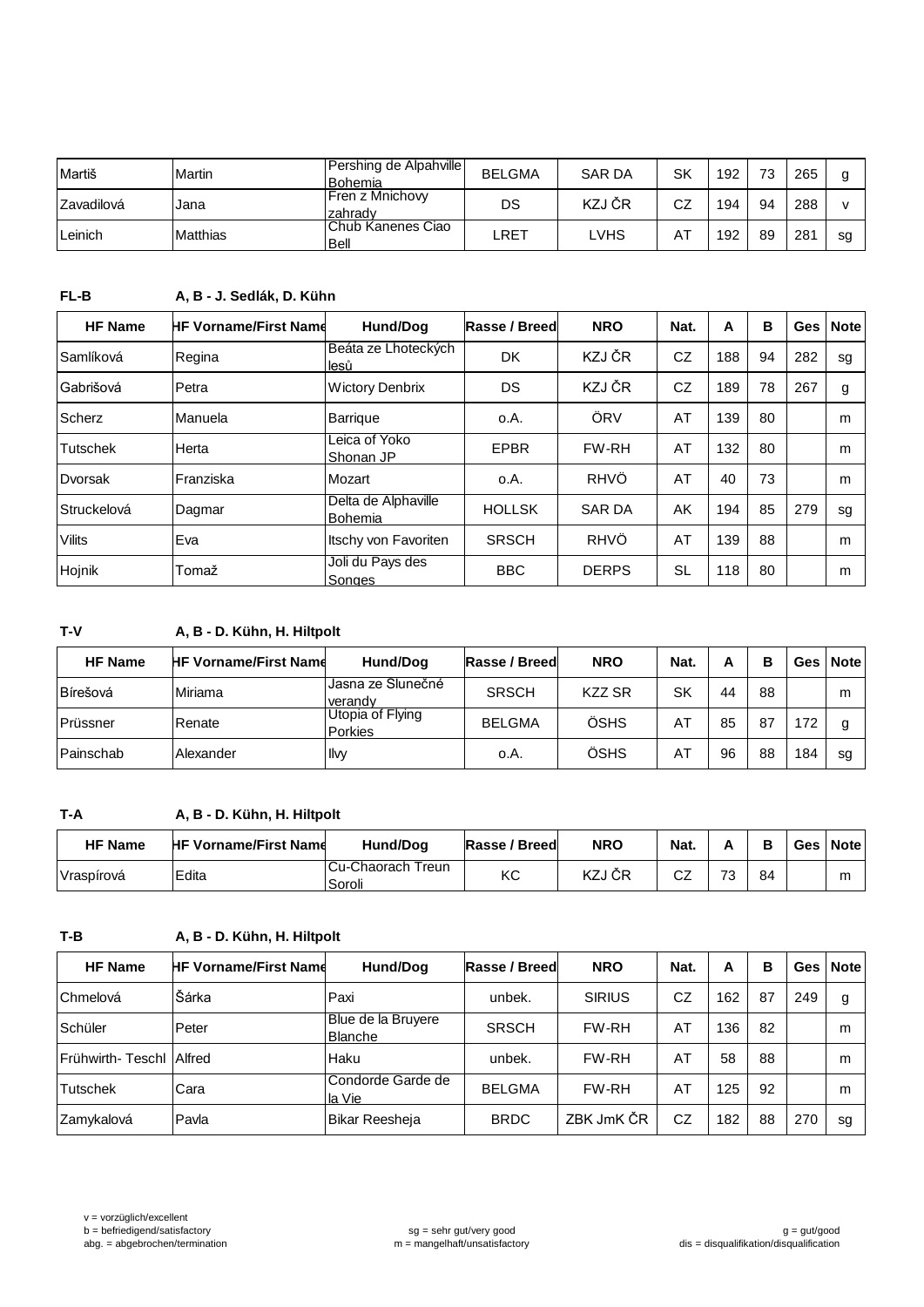| | | | | | | | | | |
|---|---|---|---|---|---|---|---|---|---|
| Martiš | Martin | Pershing de Alpahville Bohemia | BELGMA | SAR DA | SK | 192 | 73 | 265 | g |
| Zavadilová | Jana | Fren z Mnichovy zahrady | DS | KZJ ČR | CZ | 194 | 94 | 288 | v |
| Leinich | Matthias | Chub Kanenes Ciao Bell | LRET | LVHS | AT | 192 | 89 | 281 | sg |

**FL-B** **A, B - J. Sedlák, D. Kühn**

| HF Name | HF Vorname/First Name | Hund/Dog | Rasse / Breed | NRO | Nat. | A | B | Ges | Note |
|---|---|---|---|---|---|---|---|---|---|
| Samlíková | Regina | Beáta ze Lhoteckých lesů | DK | KZJ ČR | CZ | 188 | 94 | 282 | sg |
| Gabrišová | Petra | Wictory Denbrix | DS | KZJ ČR | CZ | 189 | 78 | 267 | g |
| Scherz | Manuela | Barrique | o.A. | ÖRV | AT | 139 | 80 | | m |
| Tutschek | Herta | Leica of Yoko Shonan JP | EPBR | FW-RH | AT | 132 | 80 | | m |
| Dvorsak | Franziska | Mozart | o.A. | RHVÖ | AT | 40 | 73 | | m |
| Struckelová | Dagmar | Delta de Alphaville Bohemia | HOLLSK | SAR DA | AK | 194 | 85 | 279 | sg |
| Vilits | Eva | Itschy von Favoriten | SRSCH | RHVÖ | AT | 139 | 88 | | m |
| Hojnik | Tomaž | Joli du Pays des Songes | BBC | DERPS | SL | 118 | 80 | | m |

**T-V** **A, B - D. Kühn, H. Hiltpolt**

| HF Name | HF Vorname/First Name | Hund/Dog | Rasse / Breed | NRO | Nat. | A | B | Ges | Note |
|---|---|---|---|---|---|---|---|---|---|
| Bírešová | Miriama | Jasna ze Slunečné verandy | SRSCH | KZZ SR | SK | 44 | 88 | | m |
| Prüssner | Renate | Utopia of Flying Porkies | BELGMA | ÖSHS | AT | 85 | 87 | 172 | g |
| Painschab | Alexander | Ilvy | o.A. | ÖSHS | AT | 96 | 88 | 184 | sg |

**T-A** **A, B - D. Kühn, H. Hiltpolt**

| HF Name | HF Vorname/First Name | Hund/Dog | Rasse / Breed | NRO | Nat. | A | B | Ges | Note |
|---|---|---|---|---|---|---|---|---|---|
| Vraspírová | Edita | Cu-Chaorach Treun Soroli | KC | KZJ ČR | CZ | 73 | 84 | | m |

**T-B** **A, B - D. Kühn, H. Hiltpolt**

| HF Name | HF Vorname/First Name | Hund/Dog | Rasse / Breed | NRO | Nat. | A | B | Ges | Note |
|---|---|---|---|---|---|---|---|---|---|
| Chmelová | Šárka | Paxi | unbek. | SIRIUS | CZ | 162 | 87 | 249 | g |
| Schüler | Peter | Blue de la Bruyere Blanche | SRSCH | FW-RH | AT | 136 | 82 | | m |
| Frühwirth- Teschl | Alfred | Haku | unbek. | FW-RH | AT | 58 | 88 | | m |
| Tutschek | Cara | Condorde Garde de la Vie | BELGMA | FW-RH | AT | 125 | 92 | | m |
| Zamykalová | Pavla | Bikar Reesheja | BRDC | ZBK JmK ČR | CZ | 182 | 88 | 270 | sg |

v = vorzüglich/excellent
b = befriedigend/satisfactory
abg. = abgebrochen/termination

sg = sehr gut/very good
m = mangelhaft/unsatisfactory

g = gut/good
dis = disqualifikation/disqualification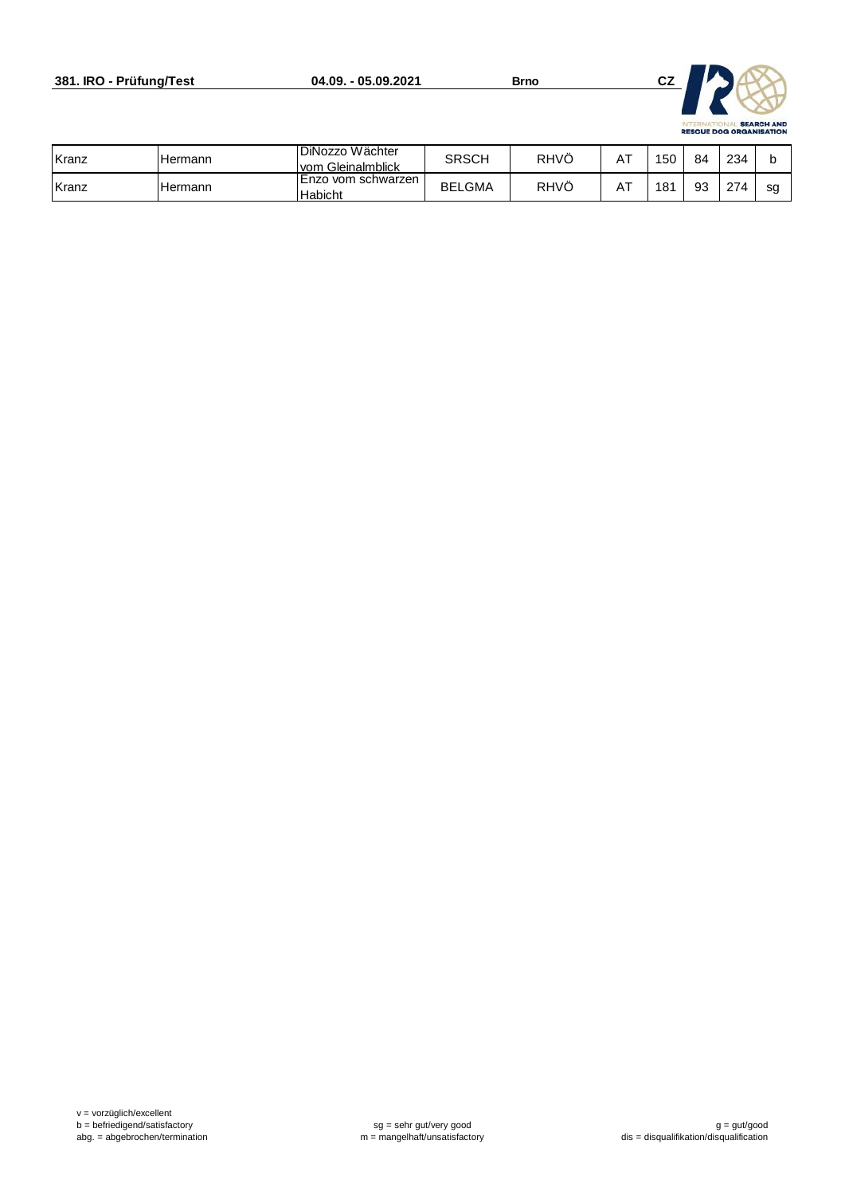| | | | | | | | | | |
|---|---|---|---|---|---|---|---|---|---|
| Kranz | Hermann | DiNozzo Wächter vom Gleinalmblick | SRSCH | RHVÖ | AT | 150 | 84 | 234 | b |
| Kranz | Hermann | Enzo vom schwarzen Habicht | BELGMA | RHVÖ | AT | 181 | 93 | 274 | sg |

v = vorzüglich/excellent
b = befriedigend/satisfactory
abg. = abgebrochen/termination

sg = sehr gut/very good
m = mangelhaft/unsatisfactory

g = gut/good
dis = disqualifikation/disqualification